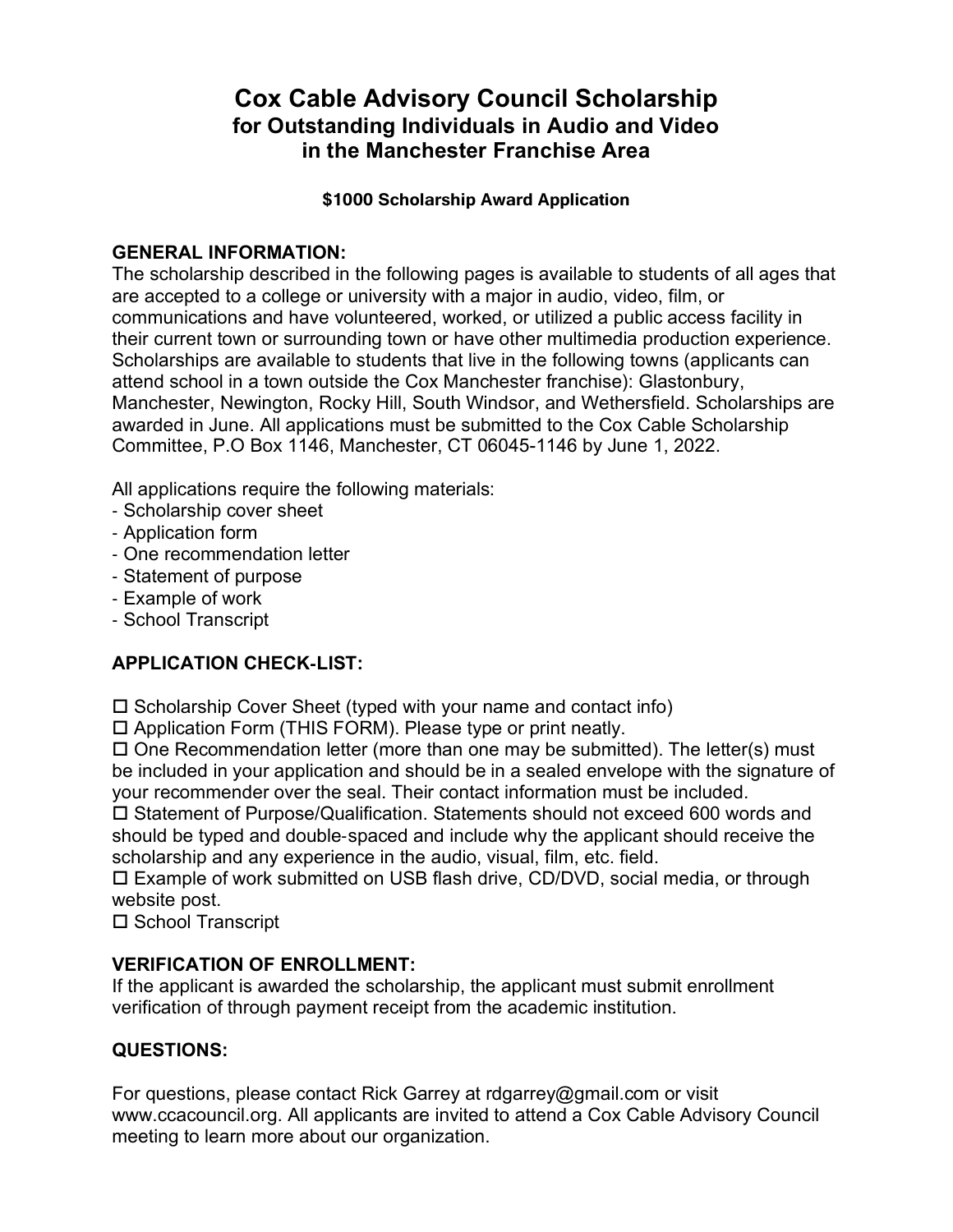# Cox Cable Advisory Council Scholarship
## for Outstanding Individuals in Audio and Video in the Manchester Franchise Area

**$1000 Scholarship Award Application**

**GENERAL INFORMATION:**
The scholarship described in the following pages is available to students of all ages that are accepted to a college or university with a major in audio, video, film, or communications and have volunteered, worked, or utilized a public access facility in their current town or surrounding town or have other multimedia production experience. Scholarships are available to students that live in the following towns (applicants can attend school in a town outside the Cox Manchester franchise): Glastonbury, Manchester, Newington, Rocky Hill, South Windsor, and Wethersfield. Scholarships are awarded in June. All applications must be submitted to the Cox Cable Scholarship Committee, P.O Box 1146, Manchester, CT 06045-1146 by June 1, 2022.

All applications require the following materials:
- Scholarship cover sheet
- Application form
- One recommendation letter
- Statement of purpose
- Example of work
- School Transcript

**APPLICATION CHECK-LIST:**

☐ Scholarship Cover Sheet (typed with your name and contact info)
☐ Application Form (THIS FORM). Please type or print neatly.
☐ One Recommendation letter (more than one may be submitted). The letter(s) must be included in your application and should be in a sealed envelope with the signature of your recommender over the seal. Their contact information must be included.
☐ Statement of Purpose/Qualification. Statements should not exceed 600 words and should be typed and double-spaced and include why the applicant should receive the scholarship and any experience in the audio, visual, film, etc. field.
☐ Example of work submitted on USB flash drive, CD/DVD, social media, or through website post.
☐ School Transcript

**VERIFICATION OF ENROLLMENT:**
If the applicant is awarded the scholarship, the applicant must submit enrollment verification of through payment receipt from the academic institution.

**QUESTIONS:**

For questions, please contact Rick Garrey at rdgarrey@gmail.com or visit www.ccacouncil.org. All applicants are invited to attend a Cox Cable Advisory Council meeting to learn more about our organization.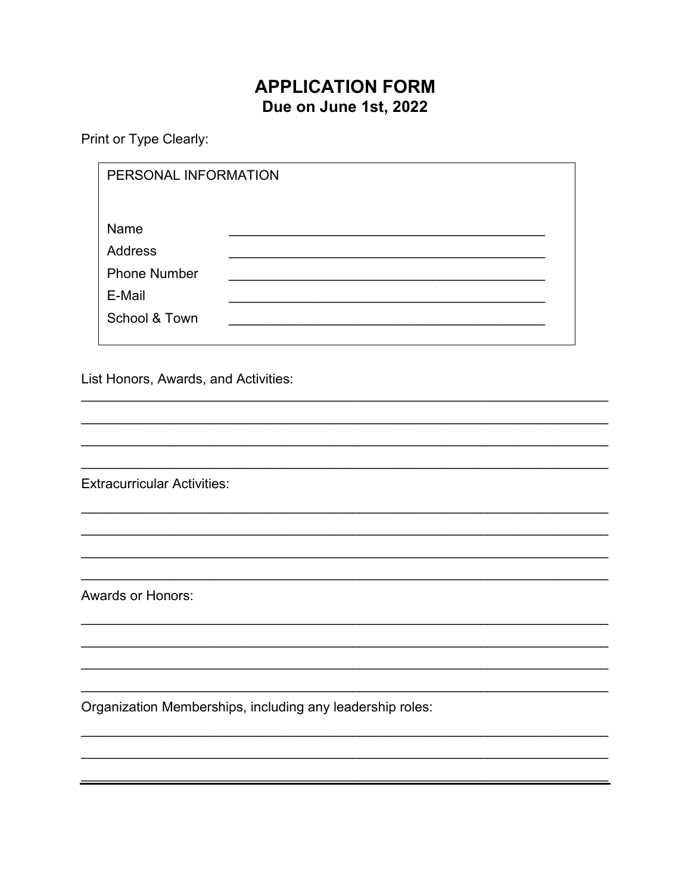# APPLICATION FORM

**Due on June 1st, 2022**

Print or Type Clearly:

| PERSONAL INFORMATION | |
|---|---|
| Name | ________________________________________ |
| Address | ________________________________________ |
| Phone Number | ________________________________________ |
| E-Mail | ________________________________________ |
| School & Town | ________________________________________ |

List Honors, Awards, and Activities:

_______________________________________________________________________

_______________________________________________________________________

_______________________________________________________________________

_______________________________________________________________________

Extracurricular Activities:

_______________________________________________________________________

_______________________________________________________________________

_______________________________________________________________________

_______________________________________________________________________

Awards or Honors:

_______________________________________________________________________

_______________________________________________________________________

_______________________________________________________________________

_______________________________________________________________________

Organization Memberships, including any leadership roles:

_______________________________________________________________________

_______________________________________________________________________

_______________________________________________________________________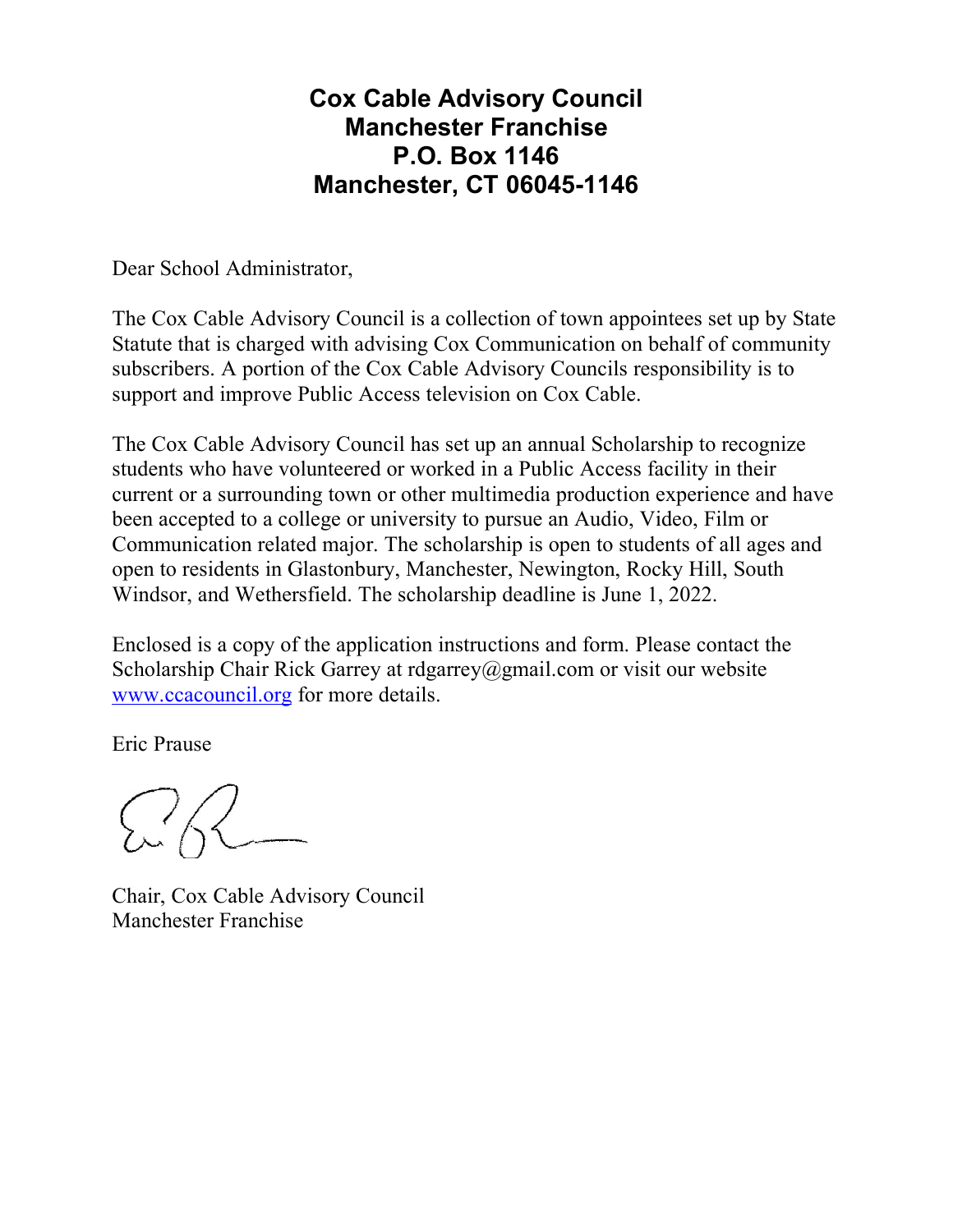**Cox Cable Advisory Council**
**Manchester Franchise**
**P.O. Box 1146**
**Manchester, CT 06045-1146**

Dear School Administrator,

The Cox Cable Advisory Council is a collection of town appointees set up by State Statute that is charged with advising Cox Communication on behalf of community subscribers. A portion of the Cox Cable Advisory Councils responsibility is to support and improve Public Access television on Cox Cable.

The Cox Cable Advisory Council has set up an annual Scholarship to recognize students who have volunteered or worked in a Public Access facility in their current or a surrounding town or other multimedia production experience and have been accepted to a college or university to pursue an Audio, Video, Film or Communication related major. The scholarship is open to students of all ages and open to residents in Glastonbury, Manchester, Newington, Rocky Hill, South Windsor, and Wethersfield. The scholarship deadline is June 1, 2022.

Enclosed is a copy of the application instructions and form. Please contact the Scholarship Chair Rick Garrey at rdgarrey@gmail.com or visit our website [www.ccacouncil.org](http://www.ccacouncil.org) for more details.

Eric Prause

Chair, Cox Cable Advisory Council
Manchester Franchise